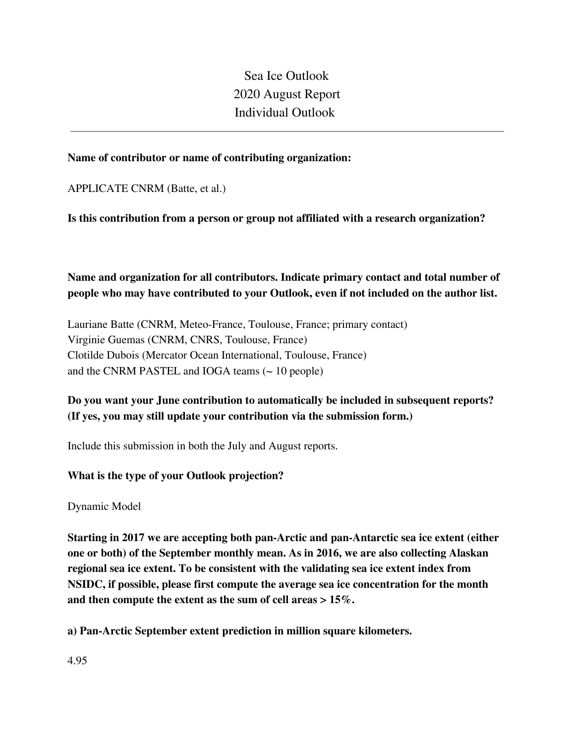# Sea Ice Outlook
# 2020 August Report
# Individual Outlook

---

**Name of contributor or name of contributing organization:**

APPLICATE CNRM (Batte, et al.)

**Is this contribution from a person or group not affiliated with a research organization?**

**Name and organization for all contributors. Indicate primary contact and total number of people who may have contributed to your Outlook, even if not included on the author list.**

Lauriane Batte (CNRM, Meteo-France, Toulouse, France; primary contact)
Virginie Guemas (CNRM, CNRS, Toulouse, France)
Clotilde Dubois (Mercator Ocean International, Toulouse, France)
and the CNRM PASTEL and IOGA teams (~ 10 people)

**Do you want your June contribution to automatically be included in subsequent reports? (If yes, you may still update your contribution via the submission form.)**

Include this submission in both the July and August reports.

**What is the type of your Outlook projection?**

Dynamic Model

**Starting in 2017 we are accepting both pan-Arctic and pan-Antarctic sea ice extent (either one or both) of the September monthly mean. As in 2016, we are also collecting Alaskan regional sea ice extent. To be consistent with the validating sea ice extent index from NSIDC, if possible, please first compute the average sea ice concentration for the month and then compute the extent as the sum of cell areas > 15%.**

**a) Pan-Arctic September extent prediction in million square kilometers.**

4.95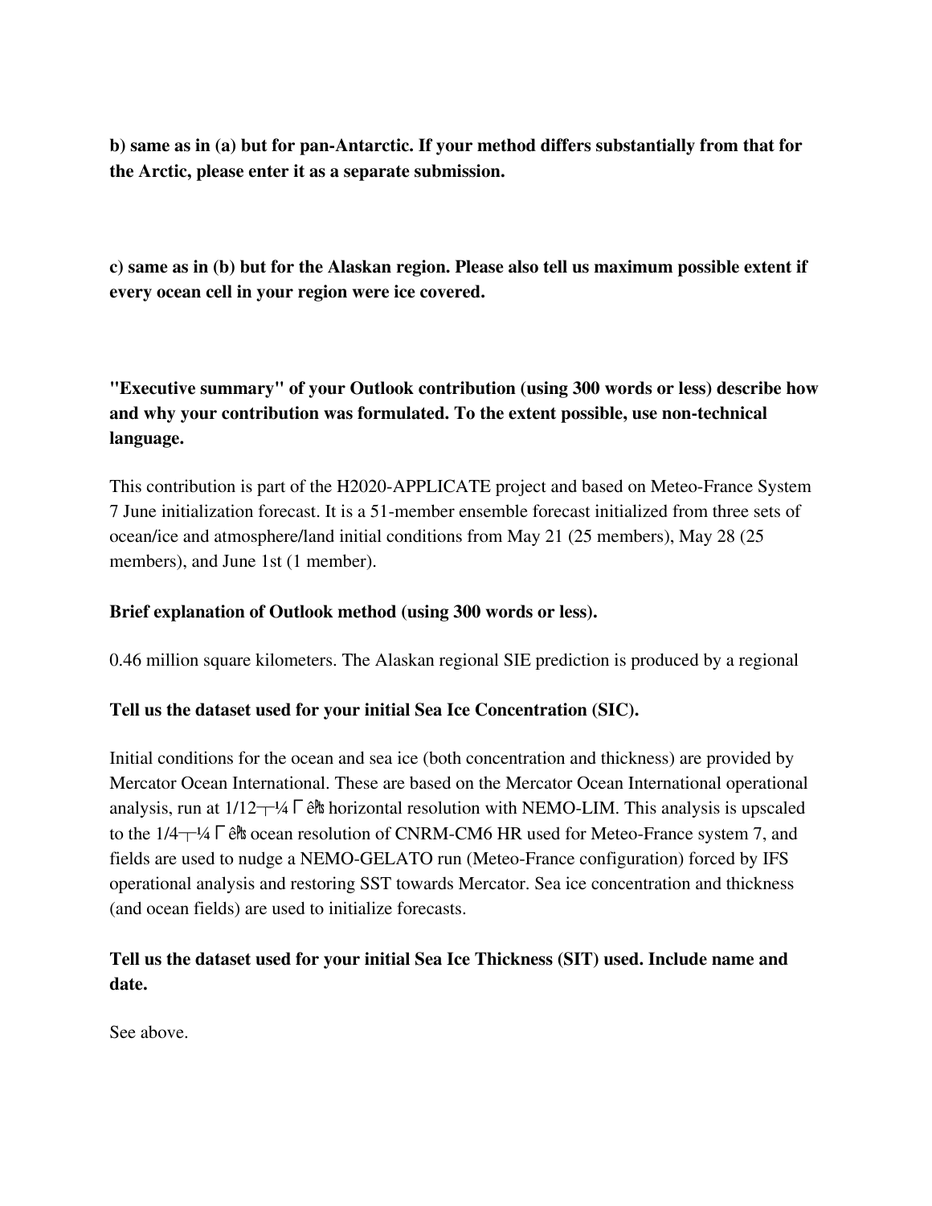**b) same as in (a) but for pan-Antarctic. If your method differs substantially from that for the Arctic, please enter it as a separate submission.**

**c) same as in (b) but for the Alaskan region. Please also tell us maximum possible extent if every ocean cell in your region were ice covered.**

**"Executive summary" of your Outlook contribution (using 300 words or less) describe how and why your contribution was formulated. To the extent possible, use non-technical language.**

This contribution is part of the H2020-APPLICATE project and based on Meteo-France System 7 June initialization forecast. It is a 51-member ensemble forecast initialized from three sets of ocean/ice and atmosphere/land initial conditions from May 21 (25 members), May 28 (25 members), and June 1st (1 member).

**Brief explanation of Outlook method (using 300 words or less).**

0.46 million square kilometers. The Alaskan regional SIE prediction is produced by a regional

**Tell us the dataset used for your initial Sea Ice Concentration (SIC).**

Initial conditions for the ocean and sea ice (both concentration and thickness) are provided by Mercator Ocean International. These are based on the Mercator Ocean International operational analysis, run at 1/12┬¼ΓÇª horizontal resolution with NEMO-LIM. This analysis is upscaled to the 1/4┬¼ΓÇª ocean resolution of CNRM-CM6 HR used for Meteo-France system 7, and fields are used to nudge a NEMO-GELATO run (Meteo-France configuration) forced by IFS operational analysis and restoring SST towards Mercator. Sea ice concentration and thickness (and ocean fields) are used to initialize forecasts.

**Tell us the dataset used for your initial Sea Ice Thickness (SIT) used. Include name and date.**

See above.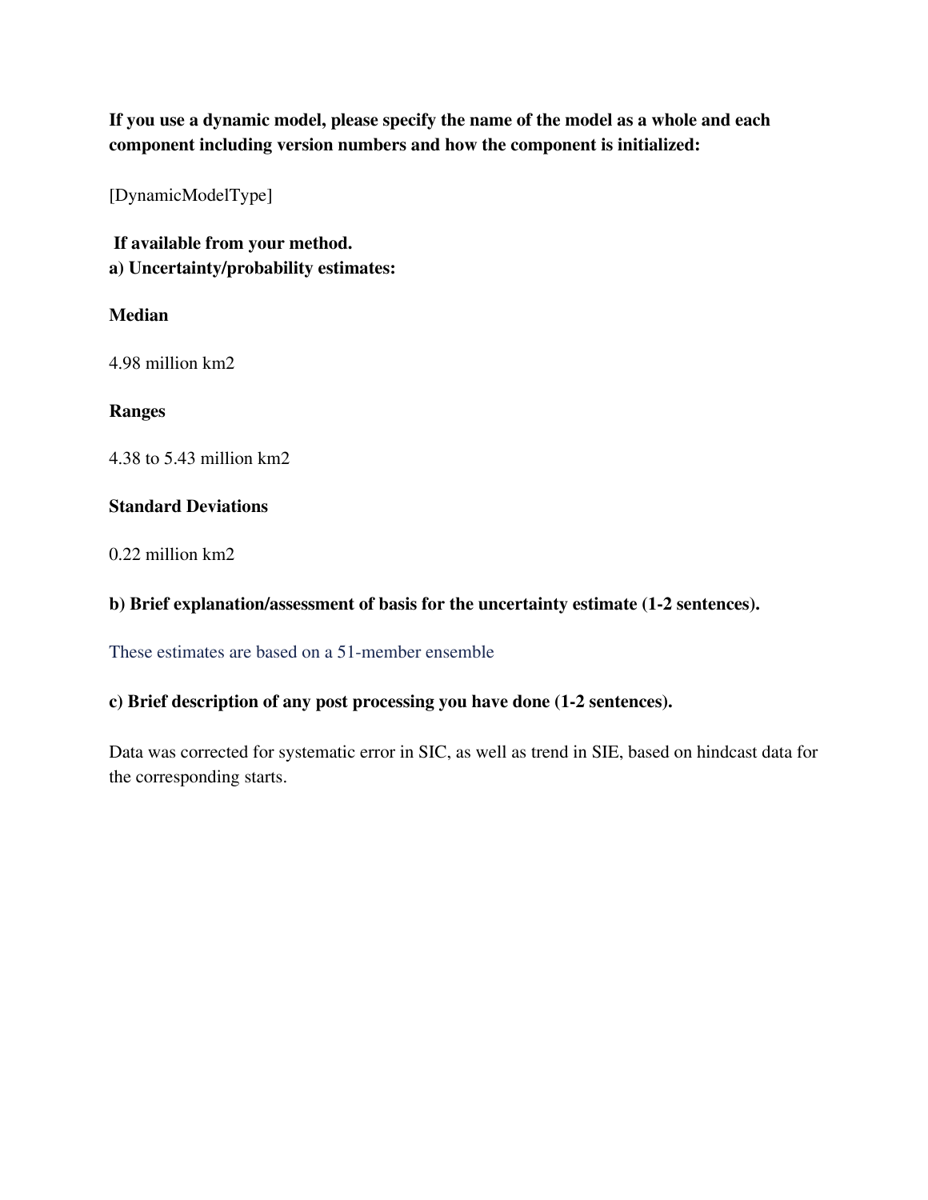**If you use a dynamic model, please specify the name of the model as a whole and each component including version numbers and how the component is initialized:**

[DynamicModelType]

**If available from your method.**
**a) Uncertainty/probability estimates:**

**Median**

4.98 million km2

**Ranges**

4.38 to 5.43 million km2

**Standard Deviations**

0.22 million km2

**b) Brief explanation/assessment of basis for the uncertainty estimate (1-2 sentences).**

These estimates are based on a 51-member ensemble

**c) Brief description of any post processing you have done (1-2 sentences).**

Data was corrected for systematic error in SIC, as well as trend in SIE, based on hindcast data for the corresponding starts.